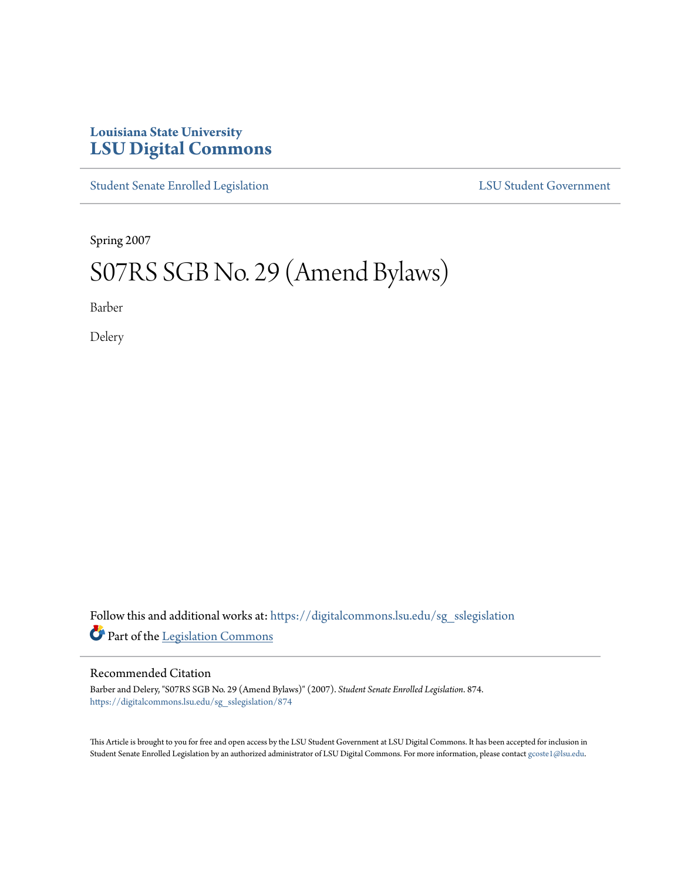Louisiana State University
# LSU Digital Commons

Student Senate Enrolled Legislation | LSU Student Government

Spring 2007

# S07RS SGB No. 29 (Amend Bylaws)

Barber

Delery

Follow this and additional works at: https://digitalcommons.lsu.edu/sg_sslegislation

Part of the Legislation Commons

## Recommended Citation

Barber and Delery, "S07RS SGB No. 29 (Amend Bylaws)" (2007). *Student Senate Enrolled Legislation*. 874.
https://digitalcommons.lsu.edu/sg_sslegislation/874

This Article is brought to you for free and open access by the LSU Student Government at LSU Digital Commons. It has been accepted for inclusion in Student Senate Enrolled Legislation by an authorized administrator of LSU Digital Commons. For more information, please contact gcoste1@lsu.edu.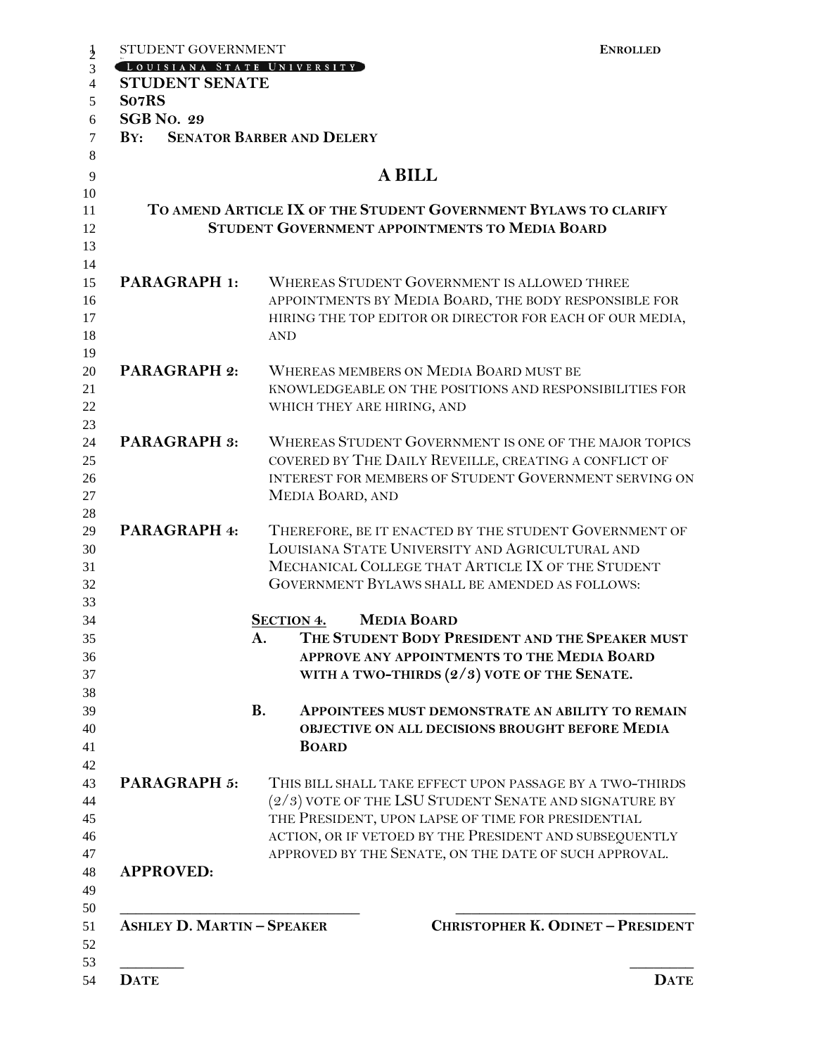STUDENT GOVERNMENT **ENROLLED**

LOUISIANA STATE UNIVERSITY

**STUDENT SENATE**
**S07RS**
**SGB NO. 29**
**BY: SENATOR BARBER AND DELERY**

# A BILL

## TO AMEND ARTICLE IX OF THE STUDENT GOVERNMENT BYLAWS TO CLARIFY STUDENT GOVERNMENT APPOINTMENTS TO MEDIA BOARD

**PARAGRAPH 1:** WHEREAS STUDENT GOVERNMENT IS ALLOWED THREE APPOINTMENTS BY MEDIA BOARD, THE BODY RESPONSIBLE FOR HIRING THE TOP EDITOR OR DIRECTOR FOR EACH OF OUR MEDIA, AND

**PARAGRAPH 2:** WHEREAS MEMBERS ON MEDIA BOARD MUST BE KNOWLEDGEABLE ON THE POSITIONS AND RESPONSIBILITIES FOR WHICH THEY ARE HIRING, AND

**PARAGRAPH 3:** WHEREAS STUDENT GOVERNMENT IS ONE OF THE MAJOR TOPICS COVERED BY THE DAILY REVEILLE, CREATING A CONFLICT OF INTEREST FOR MEMBERS OF STUDENT GOVERNMENT SERVING ON MEDIA BOARD, AND

**PARAGRAPH 4:** THEREFORE, BE IT ENACTED BY THE STUDENT GOVERNMENT OF LOUISIANA STATE UNIVERSITY AND AGRICULTURAL AND MECHANICAL COLLEGE THAT ARTICLE IX OF THE STUDENT GOVERNMENT BYLAWS SHALL BE AMENDED AS FOLLOWS:

**SECTION 4. MEDIA BOARD**

**A. THE STUDENT BODY PRESIDENT AND THE SPEAKER MUST APPROVE ANY APPOINTMENTS TO THE MEDIA BOARD WITH A TWO-THIRDS (2/3) VOTE OF THE SENATE.**

**B. APPOINTEES MUST DEMONSTRATE AN ABILITY TO REMAIN OBJECTIVE ON ALL DECISIONS BROUGHT BEFORE MEDIA BOARD**

**PARAGRAPH 5:** THIS BILL SHALL TAKE EFFECT UPON PASSAGE BY A TWO-THIRDS (2/3) VOTE OF THE LSU STUDENT SENATE AND SIGNATURE BY THE PRESIDENT, UPON LAPSE OF TIME FOR PRESIDENTIAL ACTION, OR IF VETOED BY THE PRESIDENT AND SUBSEQUENTLY APPROVED BY THE SENATE, ON THE DATE OF SUCH APPROVAL.

**APPROVED:**

______________________________ ______________________________

**ASHLEY D. MARTIN – SPEAKER** **CHRISTOPHER K. ODINET – PRESIDENT**

________ ________

**DATE** **DATE**